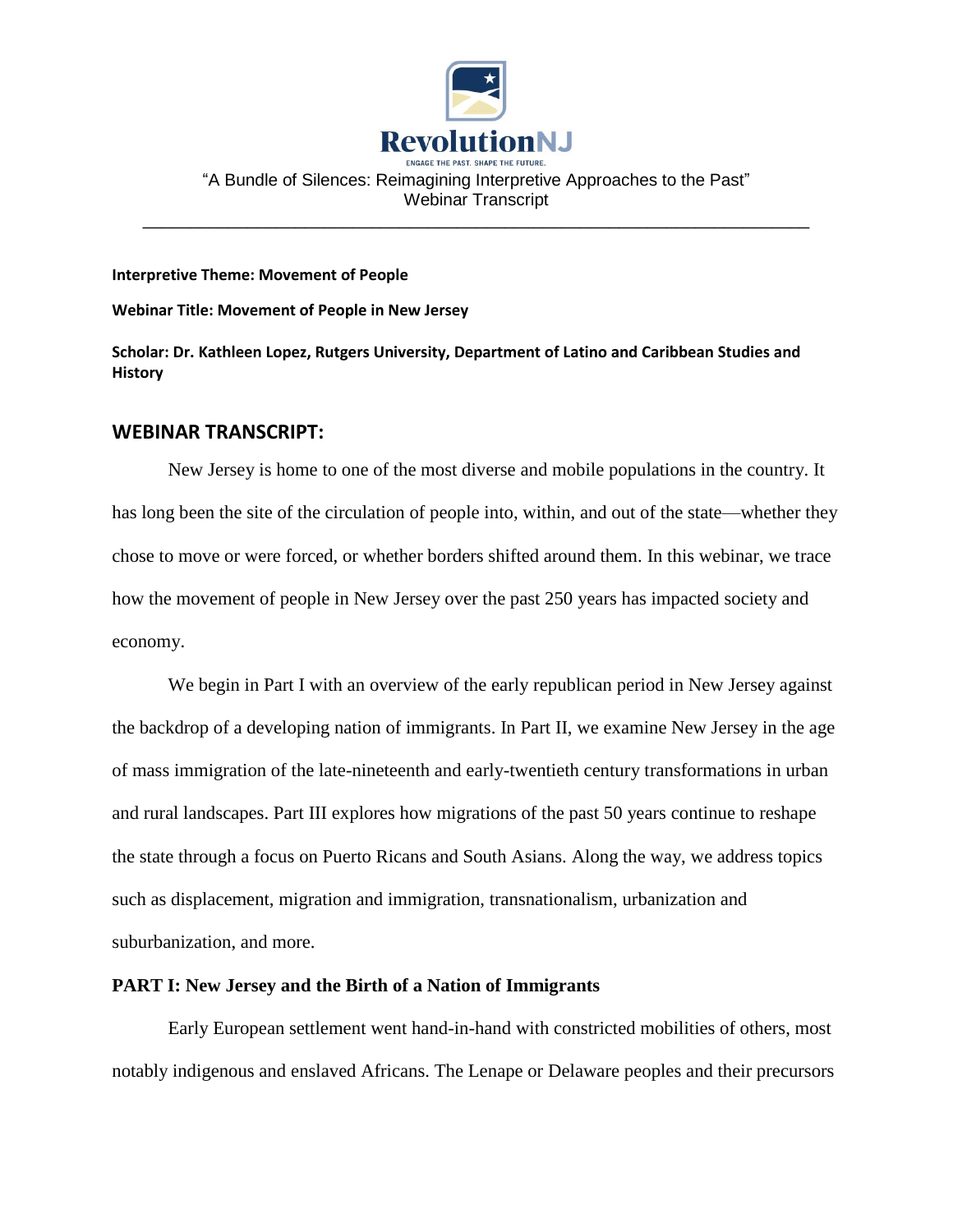RevolutionNJ

ENGAGE THE PAST. SHAPE THE FUTURE.

"A Bundle of Silences: Reimagining Interpretive Approaches to the Past"
Webinar Transcript

---

**Interpretive Theme: Movement of People**

**Webinar Title: Movement of People in New Jersey**

**Scholar: Dr. Kathleen Lopez, Rutgers University, Department of Latino and Caribbean Studies and History**

## WEBINAR TRANSCRIPT:

New Jersey is home to one of the most diverse and mobile populations in the country. It has long been the site of the circulation of people into, within, and out of the state—whether they chose to move or were forced, or whether borders shifted around them. In this webinar, we trace how the movement of people in New Jersey over the past 250 years has impacted society and economy.

We begin in Part I with an overview of the early republican period in New Jersey against the backdrop of a developing nation of immigrants. In Part II, we examine New Jersey in the age of mass immigration of the late-nineteenth and early-twentieth century transformations in urban and rural landscapes. Part III explores how migrations of the past 50 years continue to reshape the state through a focus on Puerto Ricans and South Asians. Along the way, we address topics such as displacement, migration and immigration, transnationalism, urbanization and suburbanization, and more.

### PART I: New Jersey and the Birth of a Nation of Immigrants

Early European settlement went hand-in-hand with constricted mobilities of others, most notably indigenous and enslaved Africans. The Lenape or Delaware peoples and their precursors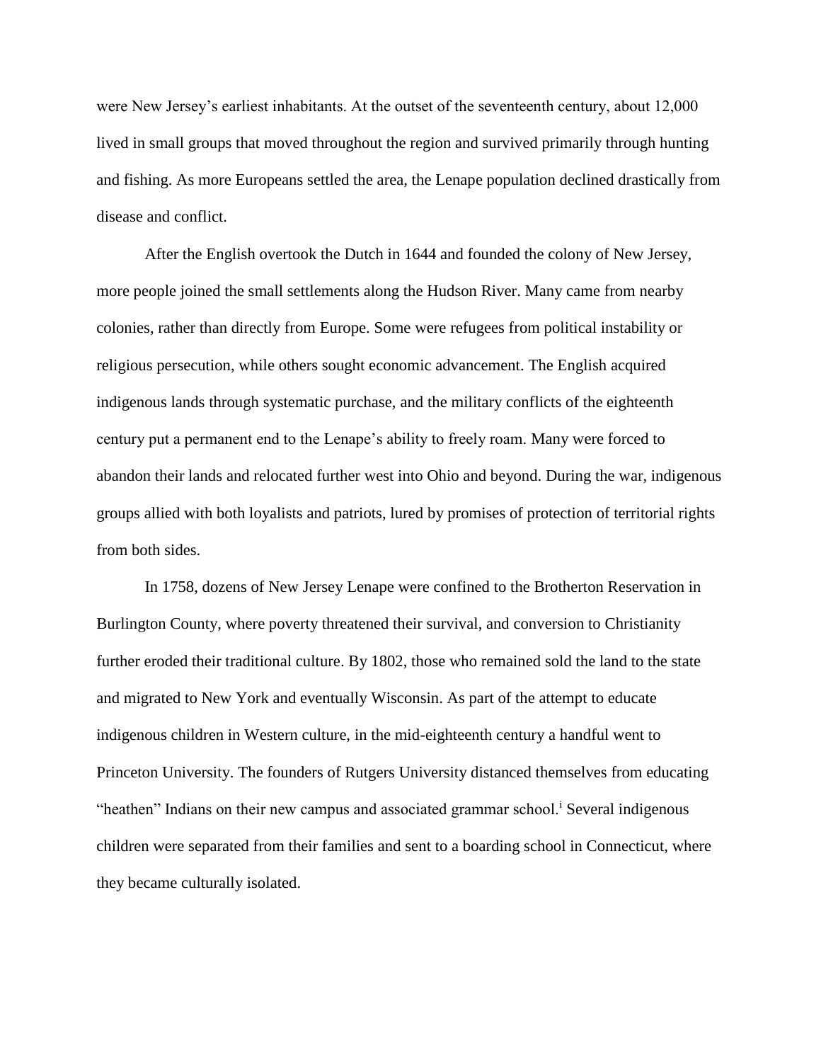were New Jersey's earliest inhabitants. At the outset of the seventeenth century, about 12,000 lived in small groups that moved throughout the region and survived primarily through hunting and fishing. As more Europeans settled the area, the Lenape population declined drastically from disease and conflict.

After the English overtook the Dutch in 1644 and founded the colony of New Jersey, more people joined the small settlements along the Hudson River. Many came from nearby colonies, rather than directly from Europe. Some were refugees from political instability or religious persecution, while others sought economic advancement. The English acquired indigenous lands through systematic purchase, and the military conflicts of the eighteenth century put a permanent end to the Lenape's ability to freely roam. Many were forced to abandon their lands and relocated further west into Ohio and beyond. During the war, indigenous groups allied with both loyalists and patriots, lured by promises of protection of territorial rights from both sides.

In 1758, dozens of New Jersey Lenape were confined to the Brotherton Reservation in Burlington County, where poverty threatened their survival, and conversion to Christianity further eroded their traditional culture. By 1802, those who remained sold the land to the state and migrated to New York and eventually Wisconsin. As part of the attempt to educate indigenous children in Western culture, in the mid-eighteenth century a handful went to Princeton University. The founders of Rutgers University distanced themselves from educating "heathen" Indians on their new campus and associated grammar school.[i] Several indigenous children were separated from their families and sent to a boarding school in Connecticut, where they became culturally isolated.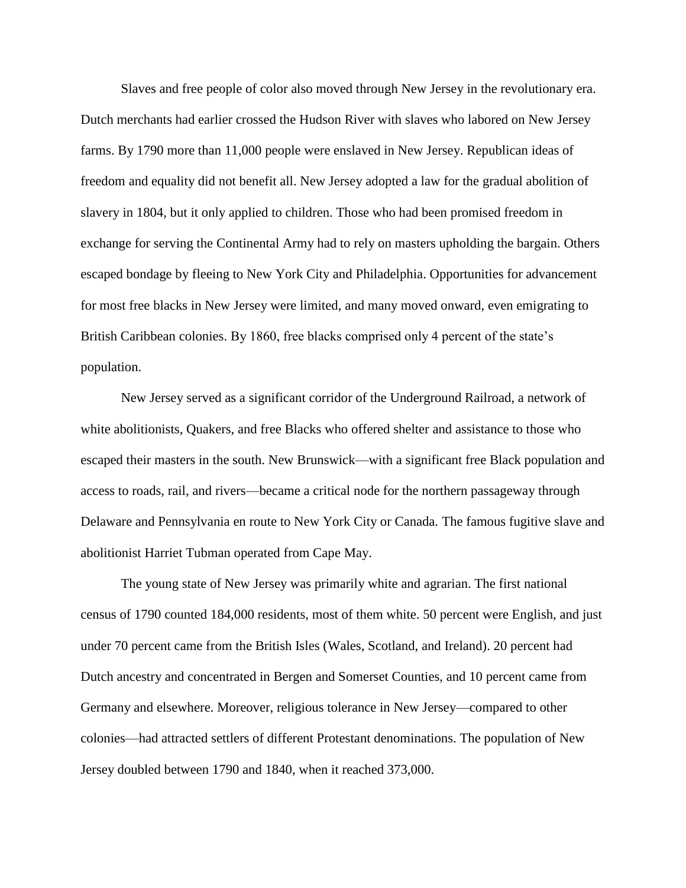Slaves and free people of color also moved through New Jersey in the revolutionary era. Dutch merchants had earlier crossed the Hudson River with slaves who labored on New Jersey farms. By 1790 more than 11,000 people were enslaved in New Jersey. Republican ideas of freedom and equality did not benefit all. New Jersey adopted a law for the gradual abolition of slavery in 1804, but it only applied to children. Those who had been promised freedom in exchange for serving the Continental Army had to rely on masters upholding the bargain. Others escaped bondage by fleeing to New York City and Philadelphia. Opportunities for advancement for most free blacks in New Jersey were limited, and many moved onward, even emigrating to British Caribbean colonies. By 1860, free blacks comprised only 4 percent of the state's population.

New Jersey served as a significant corridor of the Underground Railroad, a network of white abolitionists, Quakers, and free Blacks who offered shelter and assistance to those who escaped their masters in the south. New Brunswick—with a significant free Black population and access to roads, rail, and rivers—became a critical node for the northern passageway through Delaware and Pennsylvania en route to New York City or Canada. The famous fugitive slave and abolitionist Harriet Tubman operated from Cape May.

The young state of New Jersey was primarily white and agrarian. The first national census of 1790 counted 184,000 residents, most of them white. 50 percent were English, and just under 70 percent came from the British Isles (Wales, Scotland, and Ireland). 20 percent had Dutch ancestry and concentrated in Bergen and Somerset Counties, and 10 percent came from Germany and elsewhere. Moreover, religious tolerance in New Jersey—compared to other colonies—had attracted settlers of different Protestant denominations. The population of New Jersey doubled between 1790 and 1840, when it reached 373,000.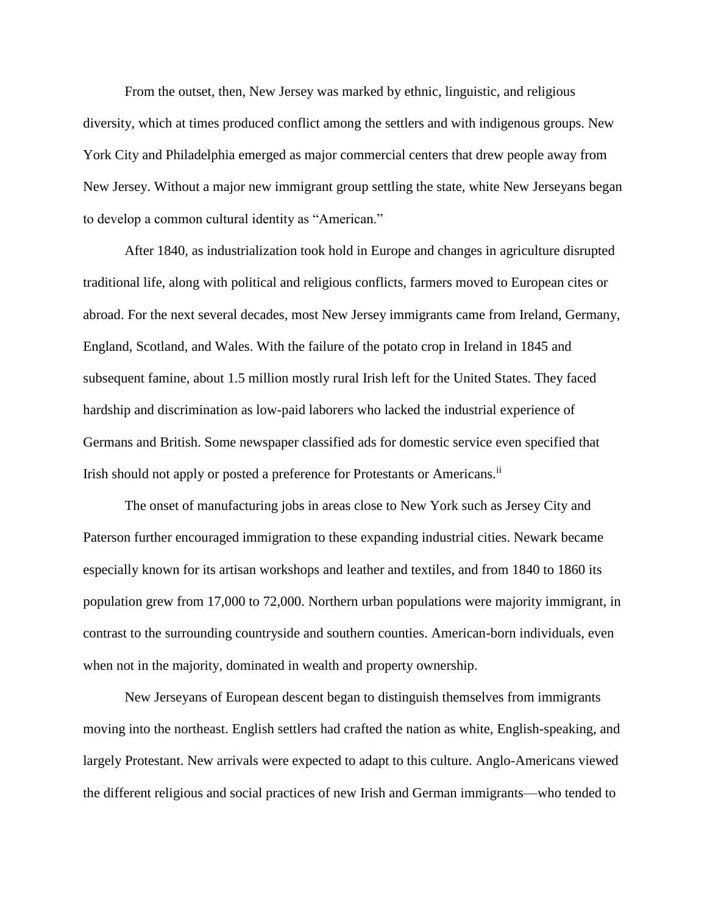From the outset, then, New Jersey was marked by ethnic, linguistic, and religious diversity, which at times produced conflict among the settlers and with indigenous groups. New York City and Philadelphia emerged as major commercial centers that drew people away from New Jersey. Without a major new immigrant group settling the state, white New Jerseyans began to develop a common cultural identity as "American."

After 1840, as industrialization took hold in Europe and changes in agriculture disrupted traditional life, along with political and religious conflicts, farmers moved to European cites or abroad. For the next several decades, most New Jersey immigrants came from Ireland, Germany, England, Scotland, and Wales. With the failure of the potato crop in Ireland in 1845 and subsequent famine, about 1.5 million mostly rural Irish left for the United States. They faced hardship and discrimination as low-paid laborers who lacked the industrial experience of Germans and British. Some newspaper classified ads for domestic service even specified that Irish should not apply or posted a preference for Protestants or Americans.[ii]

The onset of manufacturing jobs in areas close to New York such as Jersey City and Paterson further encouraged immigration to these expanding industrial cities. Newark became especially known for its artisan workshops and leather and textiles, and from 1840 to 1860 its population grew from 17,000 to 72,000. Northern urban populations were majority immigrant, in contrast to the surrounding countryside and southern counties. American-born individuals, even when not in the majority, dominated in wealth and property ownership.

New Jerseyans of European descent began to distinguish themselves from immigrants moving into the northeast. English settlers had crafted the nation as white, English-speaking, and largely Protestant. New arrivals were expected to adapt to this culture. Anglo-Americans viewed the different religious and social practices of new Irish and German immigrants—who tended to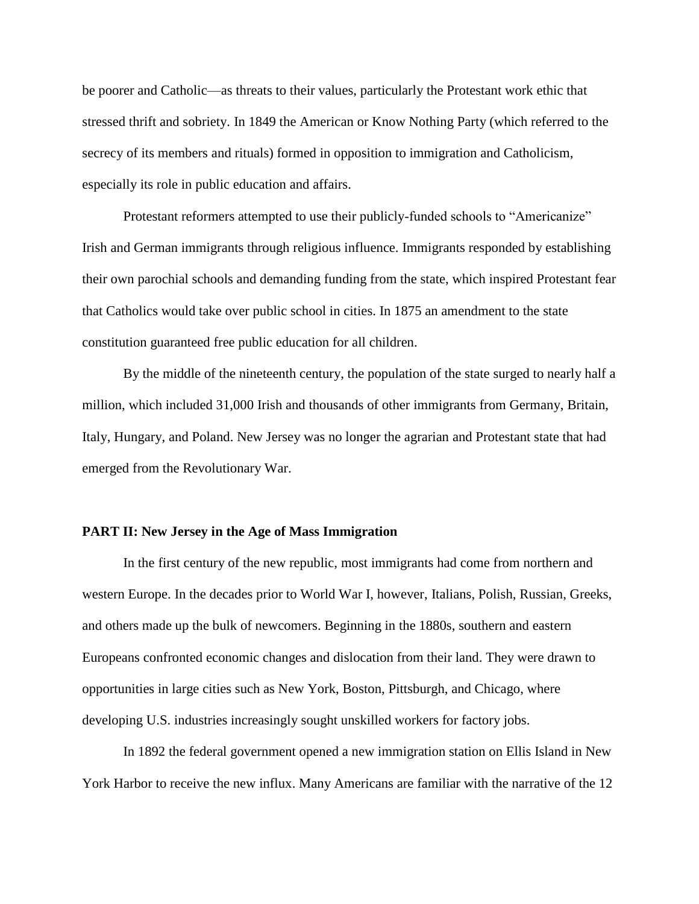be poorer and Catholic—as threats to their values, particularly the Protestant work ethic that stressed thrift and sobriety. In 1849 the American or Know Nothing Party (which referred to the secrecy of its members and rituals) formed in opposition to immigration and Catholicism, especially its role in public education and affairs.

Protestant reformers attempted to use their publicly-funded schools to "Americanize" Irish and German immigrants through religious influence. Immigrants responded by establishing their own parochial schools and demanding funding from the state, which inspired Protestant fear that Catholics would take over public school in cities. In 1875 an amendment to the state constitution guaranteed free public education for all children.

By the middle of the nineteenth century, the population of the state surged to nearly half a million, which included 31,000 Irish and thousands of other immigrants from Germany, Britain, Italy, Hungary, and Poland. New Jersey was no longer the agrarian and Protestant state that had emerged from the Revolutionary War.

**PART II: New Jersey in the Age of Mass Immigration**

In the first century of the new republic, most immigrants had come from northern and western Europe. In the decades prior to World War I, however, Italians, Polish, Russian, Greeks, and others made up the bulk of newcomers. Beginning in the 1880s, southern and eastern Europeans confronted economic changes and dislocation from their land. They were drawn to opportunities in large cities such as New York, Boston, Pittsburgh, and Chicago, where developing U.S. industries increasingly sought unskilled workers for factory jobs.

In 1892 the federal government opened a new immigration station on Ellis Island in New York Harbor to receive the new influx. Many Americans are familiar with the narrative of the 12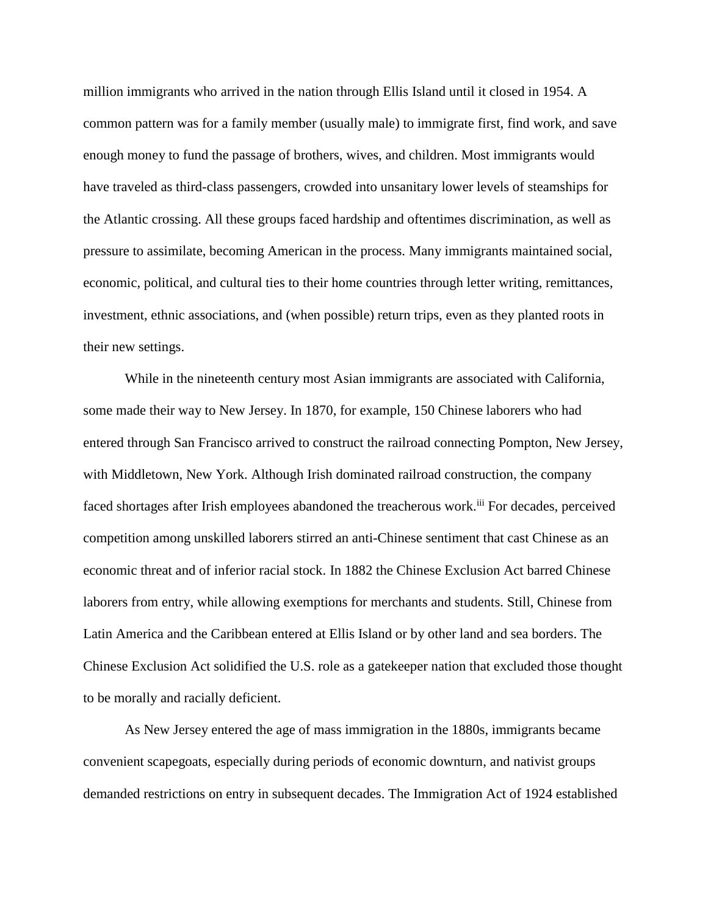million immigrants who arrived in the nation through Ellis Island until it closed in 1954. A common pattern was for a family member (usually male) to immigrate first, find work, and save enough money to fund the passage of brothers, wives, and children. Most immigrants would have traveled as third-class passengers, crowded into unsanitary lower levels of steamships for the Atlantic crossing. All these groups faced hardship and oftentimes discrimination, as well as pressure to assimilate, becoming American in the process. Many immigrants maintained social, economic, political, and cultural ties to their home countries through letter writing, remittances, investment, ethnic associations, and (when possible) return trips, even as they planted roots in their new settings.

While in the nineteenth century most Asian immigrants are associated with California, some made their way to New Jersey. In 1870, for example, 150 Chinese laborers who had entered through San Francisco arrived to construct the railroad connecting Pompton, New Jersey, with Middletown, New York. Although Irish dominated railroad construction, the company faced shortages after Irish employees abandoned the treacherous work.[iii] For decades, perceived competition among unskilled laborers stirred an anti-Chinese sentiment that cast Chinese as an economic threat and of inferior racial stock. In 1882 the Chinese Exclusion Act barred Chinese laborers from entry, while allowing exemptions for merchants and students. Still, Chinese from Latin America and the Caribbean entered at Ellis Island or by other land and sea borders. The Chinese Exclusion Act solidified the U.S. role as a gatekeeper nation that excluded those thought to be morally and racially deficient.

As New Jersey entered the age of mass immigration in the 1880s, immigrants became convenient scapegoats, especially during periods of economic downturn, and nativist groups demanded restrictions on entry in subsequent decades. The Immigration Act of 1924 established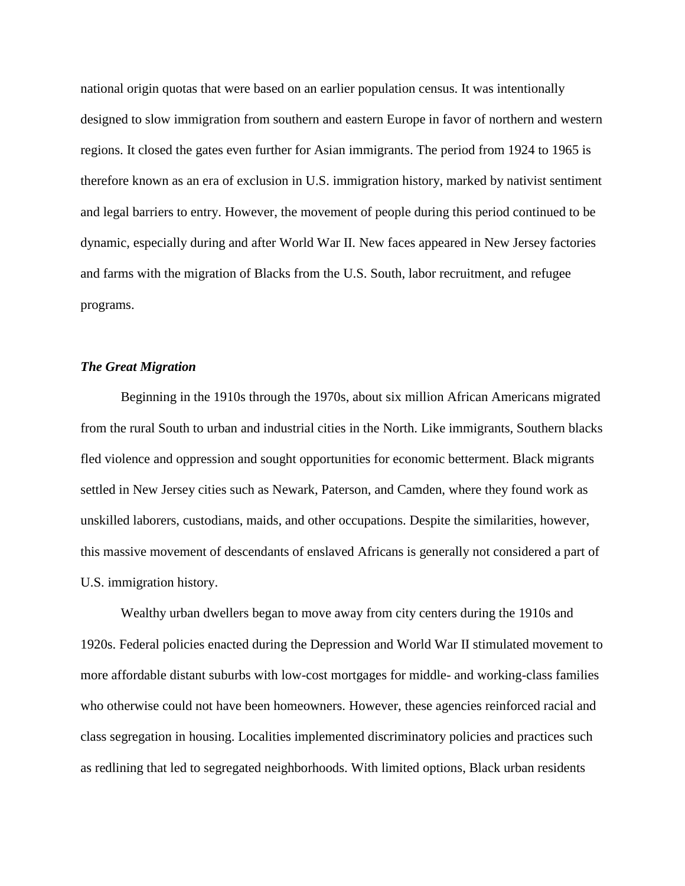national origin quotas that were based on an earlier population census. It was intentionally designed to slow immigration from southern and eastern Europe in favor of northern and western regions. It closed the gates even further for Asian immigrants. The period from 1924 to 1965 is therefore known as an era of exclusion in U.S. immigration history, marked by nativist sentiment and legal barriers to entry. However, the movement of people during this period continued to be dynamic, especially during and after World War II. New faces appeared in New Jersey factories and farms with the migration of Blacks from the U.S. South, labor recruitment, and refugee programs.

***The Great Migration***

Beginning in the 1910s through the 1970s, about six million African Americans migrated from the rural South to urban and industrial cities in the North. Like immigrants, Southern blacks fled violence and oppression and sought opportunities for economic betterment. Black migrants settled in New Jersey cities such as Newark, Paterson, and Camden, where they found work as unskilled laborers, custodians, maids, and other occupations. Despite the similarities, however, this massive movement of descendants of enslaved Africans is generally not considered a part of U.S. immigration history.

Wealthy urban dwellers began to move away from city centers during the 1910s and 1920s. Federal policies enacted during the Depression and World War II stimulated movement to more affordable distant suburbs with low-cost mortgages for middle- and working-class families who otherwise could not have been homeowners. However, these agencies reinforced racial and class segregation in housing. Localities implemented discriminatory policies and practices such as redlining that led to segregated neighborhoods. With limited options, Black urban residents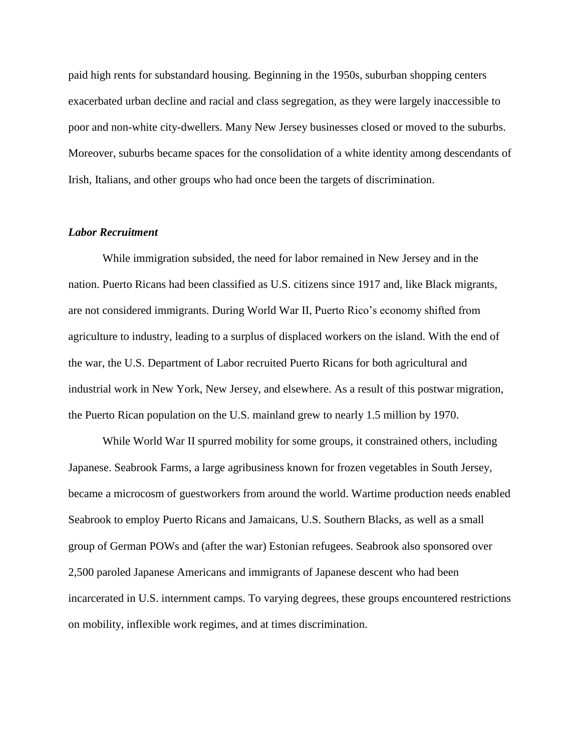paid high rents for substandard housing. Beginning in the 1950s, suburban shopping centers exacerbated urban decline and racial and class segregation, as they were largely inaccessible to poor and non-white city-dwellers. Many New Jersey businesses closed or moved to the suburbs. Moreover, suburbs became spaces for the consolidation of a white identity among descendants of Irish, Italians, and other groups who had once been the targets of discrimination.

### *Labor Recruitment*

While immigration subsided, the need for labor remained in New Jersey and in the nation. Puerto Ricans had been classified as U.S. citizens since 1917 and, like Black migrants, are not considered immigrants. During World War II, Puerto Rico's economy shifted from agriculture to industry, leading to a surplus of displaced workers on the island. With the end of the war, the U.S. Department of Labor recruited Puerto Ricans for both agricultural and industrial work in New York, New Jersey, and elsewhere. As a result of this postwar migration, the Puerto Rican population on the U.S. mainland grew to nearly 1.5 million by 1970.

While World War II spurred mobility for some groups, it constrained others, including Japanese. Seabrook Farms, a large agribusiness known for frozen vegetables in South Jersey, became a microcosm of guestworkers from around the world. Wartime production needs enabled Seabrook to employ Puerto Ricans and Jamaicans, U.S. Southern Blacks, as well as a small group of German POWs and (after the war) Estonian refugees. Seabrook also sponsored over 2,500 paroled Japanese Americans and immigrants of Japanese descent who had been incarcerated in U.S. internment camps. To varying degrees, these groups encountered restrictions on mobility, inflexible work regimes, and at times discrimination.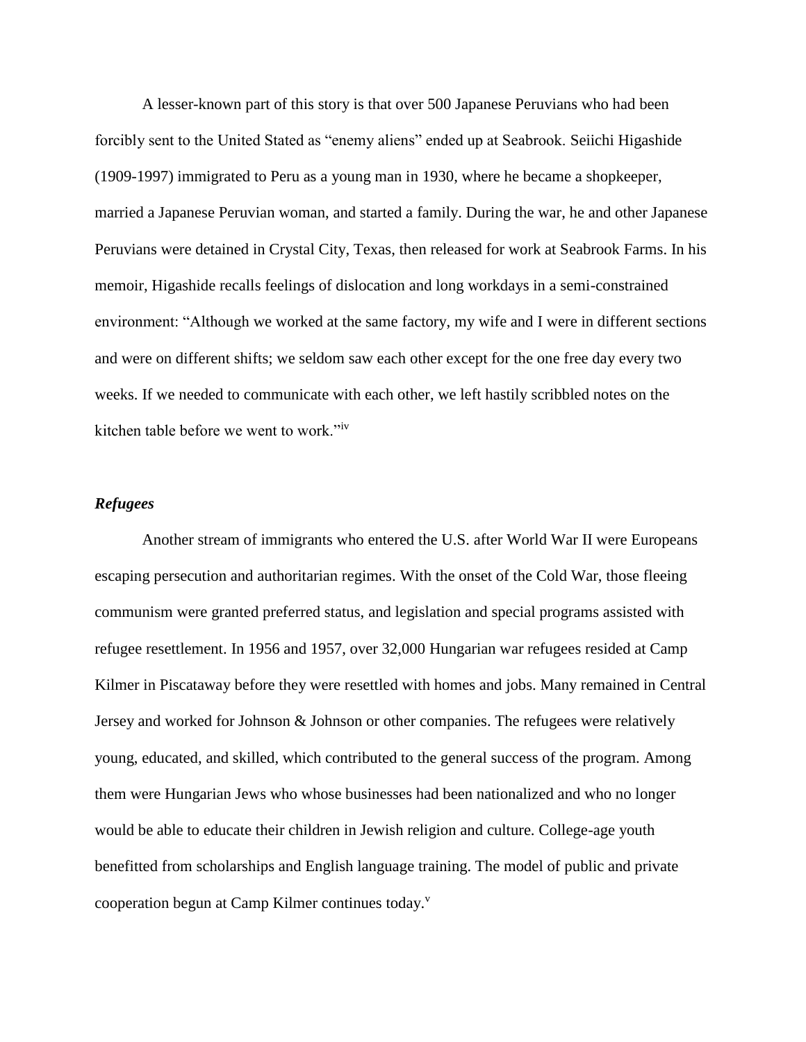A lesser-known part of this story is that over 500 Japanese Peruvians who had been forcibly sent to the United Stated as "enemy aliens" ended up at Seabrook. Seiichi Higashide (1909-1997) immigrated to Peru as a young man in 1930, where he became a shopkeeper, married a Japanese Peruvian woman, and started a family. During the war, he and other Japanese Peruvians were detained in Crystal City, Texas, then released for work at Seabrook Farms. In his memoir, Higashide recalls feelings of dislocation and long workdays in a semi-constrained environment: "Although we worked at the same factory, my wife and I were in different sections and were on different shifts; we seldom saw each other except for the one free day every two weeks. If we needed to communicate with each other, we left hastily scribbled notes on the kitchen table before we went to work."[iv]

### *Refugees*

Another stream of immigrants who entered the U.S. after World War II were Europeans escaping persecution and authoritarian regimes. With the onset of the Cold War, those fleeing communism were granted preferred status, and legislation and special programs assisted with refugee resettlement. In 1956 and 1957, over 32,000 Hungarian war refugees resided at Camp Kilmer in Piscataway before they were resettled with homes and jobs. Many remained in Central Jersey and worked for Johnson & Johnson or other companies. The refugees were relatively young, educated, and skilled, which contributed to the general success of the program. Among them were Hungarian Jews who whose businesses had been nationalized and who no longer would be able to educate their children in Jewish religion and culture. College-age youth benefitted from scholarships and English language training. The model of public and private cooperation begun at Camp Kilmer continues today.[v]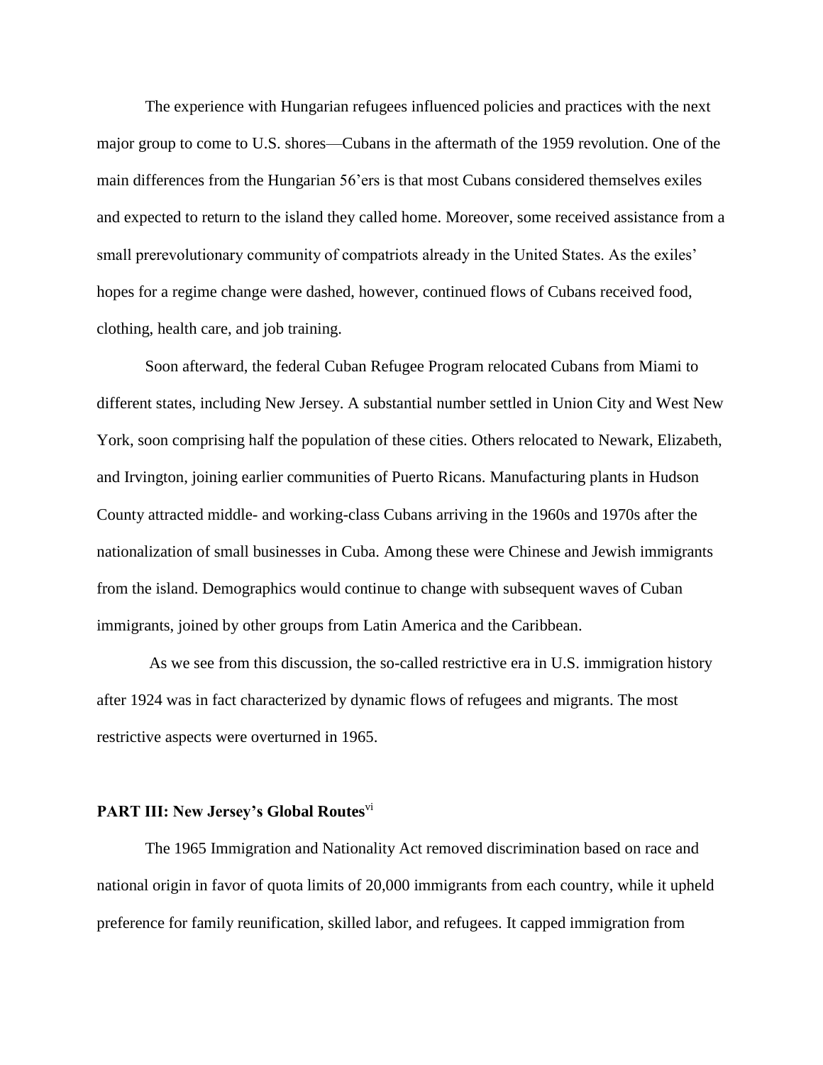The experience with Hungarian refugees influenced policies and practices with the next major group to come to U.S. shores—Cubans in the aftermath of the 1959 revolution. One of the main differences from the Hungarian 56'ers is that most Cubans considered themselves exiles and expected to return to the island they called home. Moreover, some received assistance from a small prerevolutionary community of compatriots already in the United States. As the exiles' hopes for a regime change were dashed, however, continued flows of Cubans received food, clothing, health care, and job training.

Soon afterward, the federal Cuban Refugee Program relocated Cubans from Miami to different states, including New Jersey. A substantial number settled in Union City and West New York, soon comprising half the population of these cities. Others relocated to Newark, Elizabeth, and Irvington, joining earlier communities of Puerto Ricans. Manufacturing plants in Hudson County attracted middle- and working-class Cubans arriving in the 1960s and 1970s after the nationalization of small businesses in Cuba. Among these were Chinese and Jewish immigrants from the island. Demographics would continue to change with subsequent waves of Cuban immigrants, joined by other groups from Latin America and the Caribbean.

As we see from this discussion, the so-called restrictive era in U.S. immigration history after 1924 was in fact characterized by dynamic flows of refugees and migrants. The most restrictive aspects were overturned in 1965.

## PART III: New Jersey's Global Routes[vi]

The 1965 Immigration and Nationality Act removed discrimination based on race and national origin in favor of quota limits of 20,000 immigrants from each country, while it upheld preference for family reunification, skilled labor, and refugees. It capped immigration from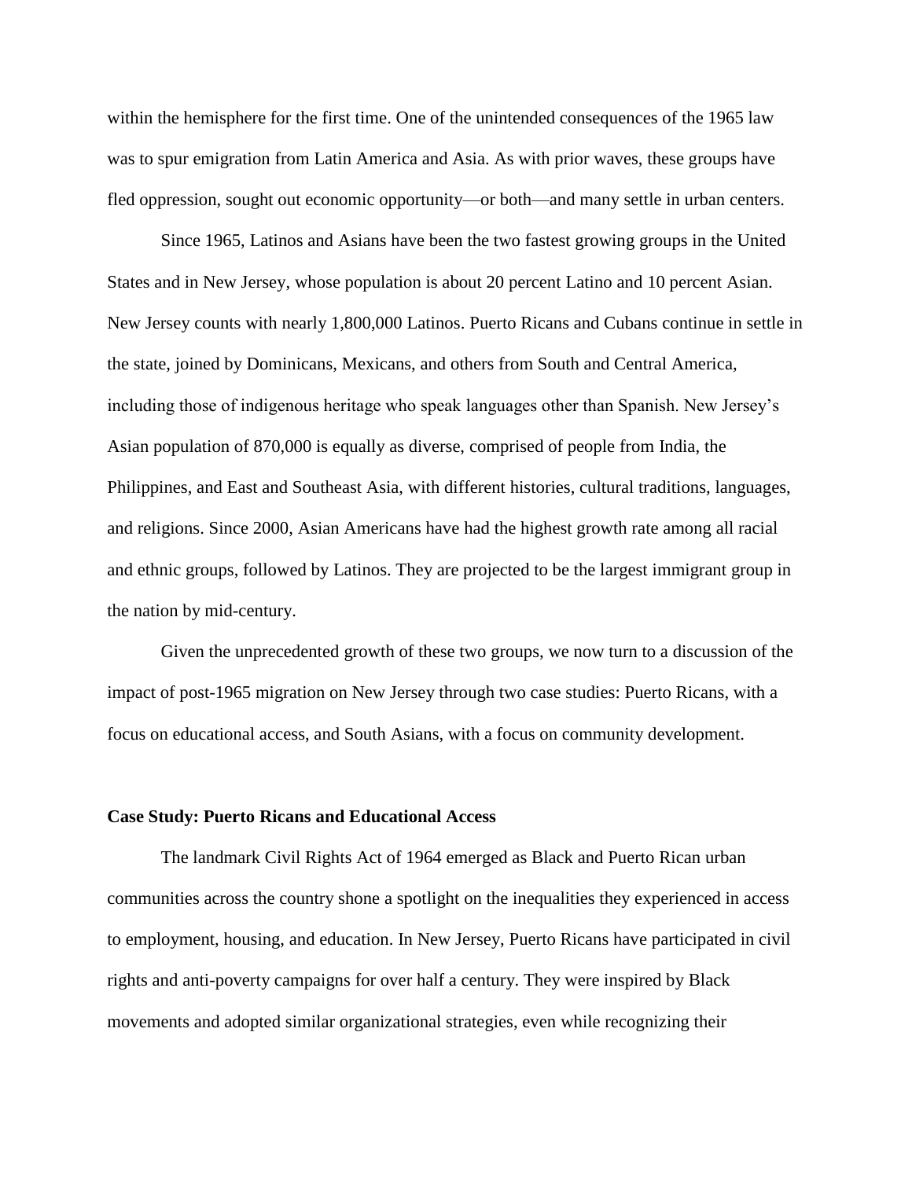within the hemisphere for the first time. One of the unintended consequences of the 1965 law was to spur emigration from Latin America and Asia. As with prior waves, these groups have fled oppression, sought out economic opportunity—or both—and many settle in urban centers.

Since 1965, Latinos and Asians have been the two fastest growing groups in the United States and in New Jersey, whose population is about 20 percent Latino and 10 percent Asian. New Jersey counts with nearly 1,800,000 Latinos. Puerto Ricans and Cubans continue in settle in the state, joined by Dominicans, Mexicans, and others from South and Central America, including those of indigenous heritage who speak languages other than Spanish. New Jersey's Asian population of 870,000 is equally as diverse, comprised of people from India, the Philippines, and East and Southeast Asia, with different histories, cultural traditions, languages, and religions. Since 2000, Asian Americans have had the highest growth rate among all racial and ethnic groups, followed by Latinos. They are projected to be the largest immigrant group in the nation by mid-century.

Given the unprecedented growth of these two groups, we now turn to a discussion of the impact of post-1965 migration on New Jersey through two case studies: Puerto Ricans, with a focus on educational access, and South Asians, with a focus on community development.

**Case Study: Puerto Ricans and Educational Access**

The landmark Civil Rights Act of 1964 emerged as Black and Puerto Rican urban communities across the country shone a spotlight on the inequalities they experienced in access to employment, housing, and education. In New Jersey, Puerto Ricans have participated in civil rights and anti-poverty campaigns for over half a century. They were inspired by Black movements and adopted similar organizational strategies, even while recognizing their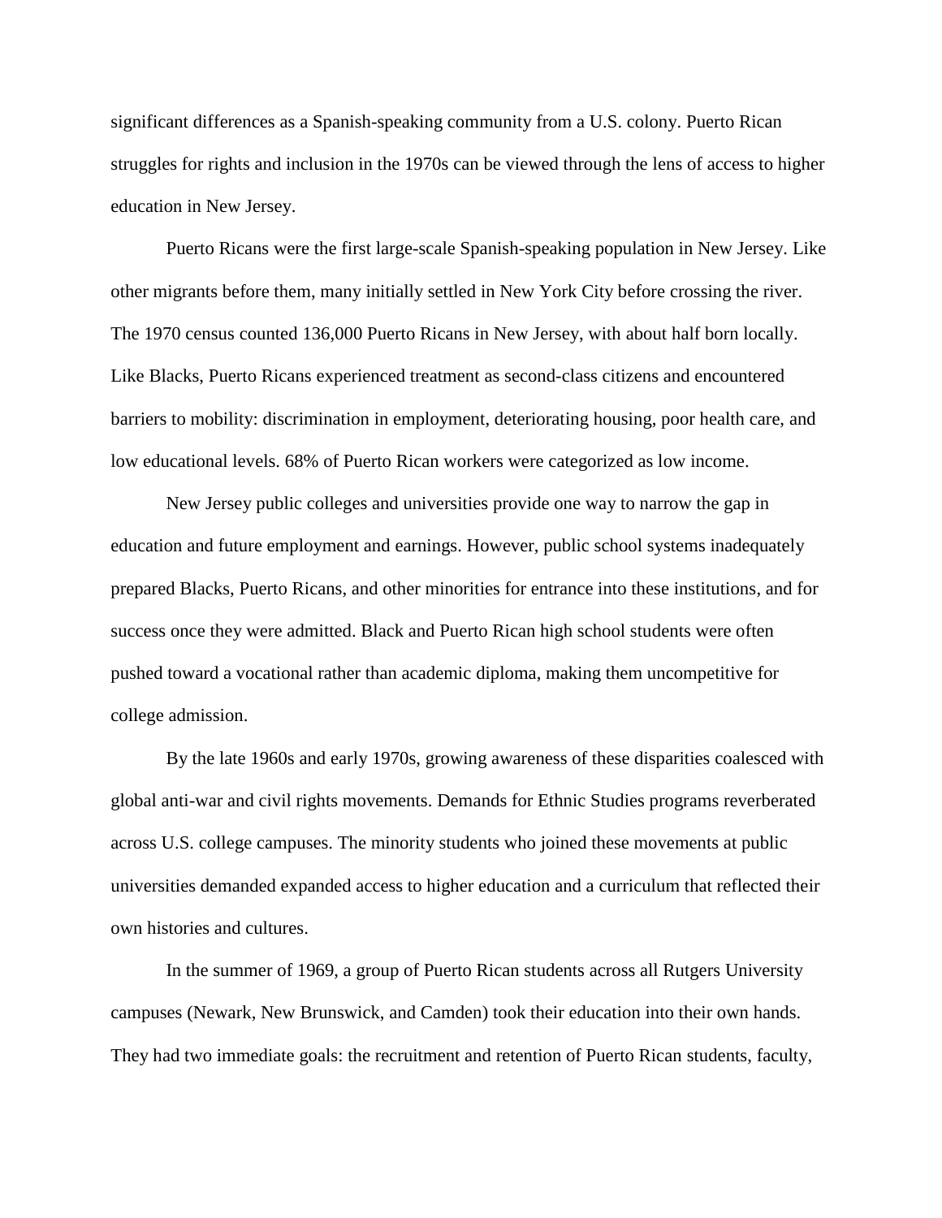significant differences as a Spanish-speaking community from a U.S. colony. Puerto Rican struggles for rights and inclusion in the 1970s can be viewed through the lens of access to higher education in New Jersey.

Puerto Ricans were the first large-scale Spanish-speaking population in New Jersey. Like other migrants before them, many initially settled in New York City before crossing the river. The 1970 census counted 136,000 Puerto Ricans in New Jersey, with about half born locally. Like Blacks, Puerto Ricans experienced treatment as second-class citizens and encountered barriers to mobility: discrimination in employment, deteriorating housing, poor health care, and low educational levels. 68% of Puerto Rican workers were categorized as low income.

New Jersey public colleges and universities provide one way to narrow the gap in education and future employment and earnings. However, public school systems inadequately prepared Blacks, Puerto Ricans, and other minorities for entrance into these institutions, and for success once they were admitted. Black and Puerto Rican high school students were often pushed toward a vocational rather than academic diploma, making them uncompetitive for college admission.

By the late 1960s and early 1970s, growing awareness of these disparities coalesced with global anti-war and civil rights movements. Demands for Ethnic Studies programs reverberated across U.S. college campuses. The minority students who joined these movements at public universities demanded expanded access to higher education and a curriculum that reflected their own histories and cultures.

In the summer of 1969, a group of Puerto Rican students across all Rutgers University campuses (Newark, New Brunswick, and Camden) took their education into their own hands. They had two immediate goals: the recruitment and retention of Puerto Rican students, faculty,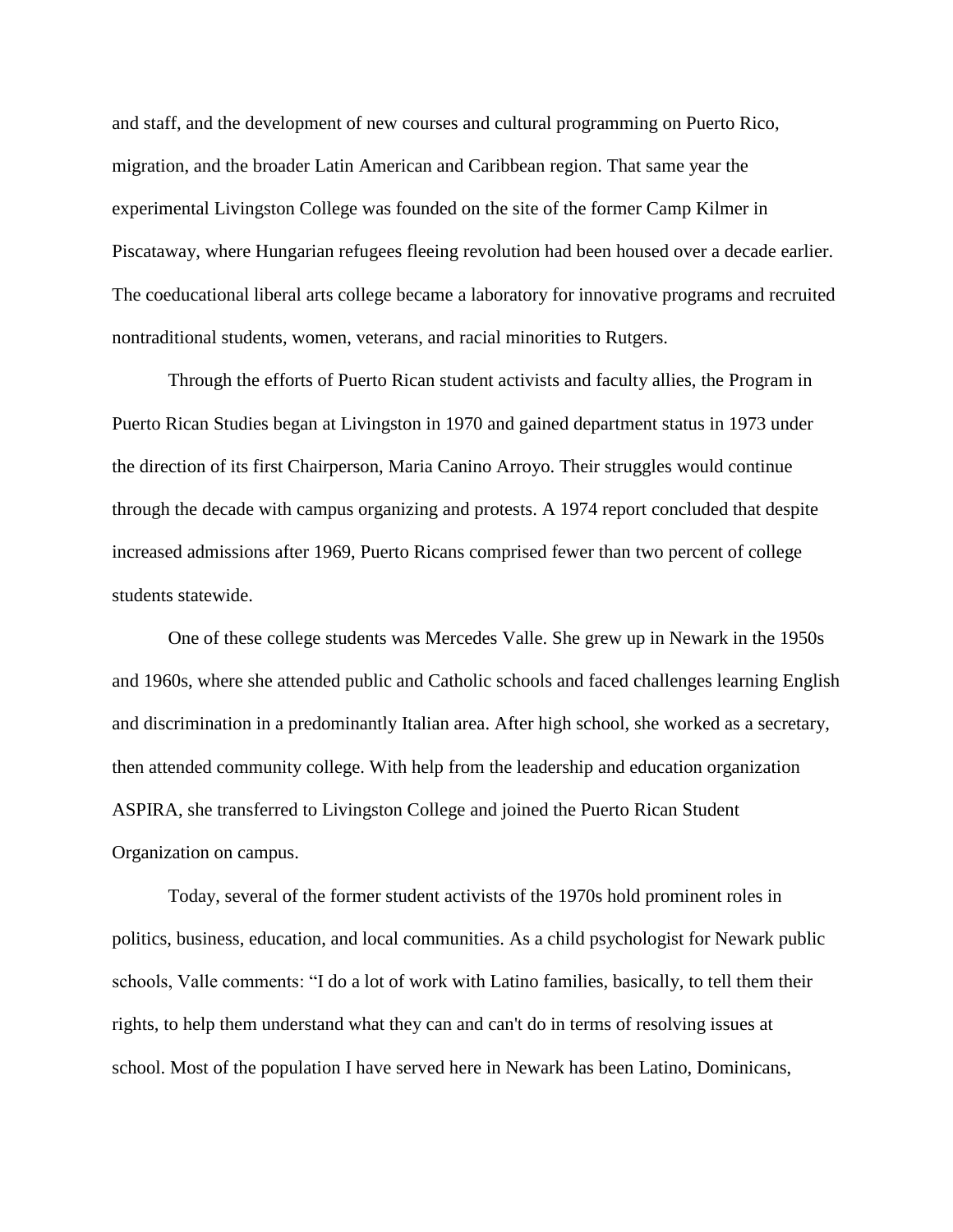and staff, and the development of new courses and cultural programming on Puerto Rico, migration, and the broader Latin American and Caribbean region. That same year the experimental Livingston College was founded on the site of the former Camp Kilmer in Piscataway, where Hungarian refugees fleeing revolution had been housed over a decade earlier. The coeducational liberal arts college became a laboratory for innovative programs and recruited nontraditional students, women, veterans, and racial minorities to Rutgers.

Through the efforts of Puerto Rican student activists and faculty allies, the Program in Puerto Rican Studies began at Livingston in 1970 and gained department status in 1973 under the direction of its first Chairperson, Maria Canino Arroyo. Their struggles would continue through the decade with campus organizing and protests. A 1974 report concluded that despite increased admissions after 1969, Puerto Ricans comprised fewer than two percent of college students statewide.

One of these college students was Mercedes Valle. She grew up in Newark in the 1950s and 1960s, where she attended public and Catholic schools and faced challenges learning English and discrimination in a predominantly Italian area. After high school, she worked as a secretary, then attended community college. With help from the leadership and education organization ASPIRA, she transferred to Livingston College and joined the Puerto Rican Student Organization on campus.

Today, several of the former student activists of the 1970s hold prominent roles in politics, business, education, and local communities. As a child psychologist for Newark public schools, Valle comments: "I do a lot of work with Latino families, basically, to tell them their rights, to help them understand what they can and can't do in terms of resolving issues at school. Most of the population I have served here in Newark has been Latino, Dominicans,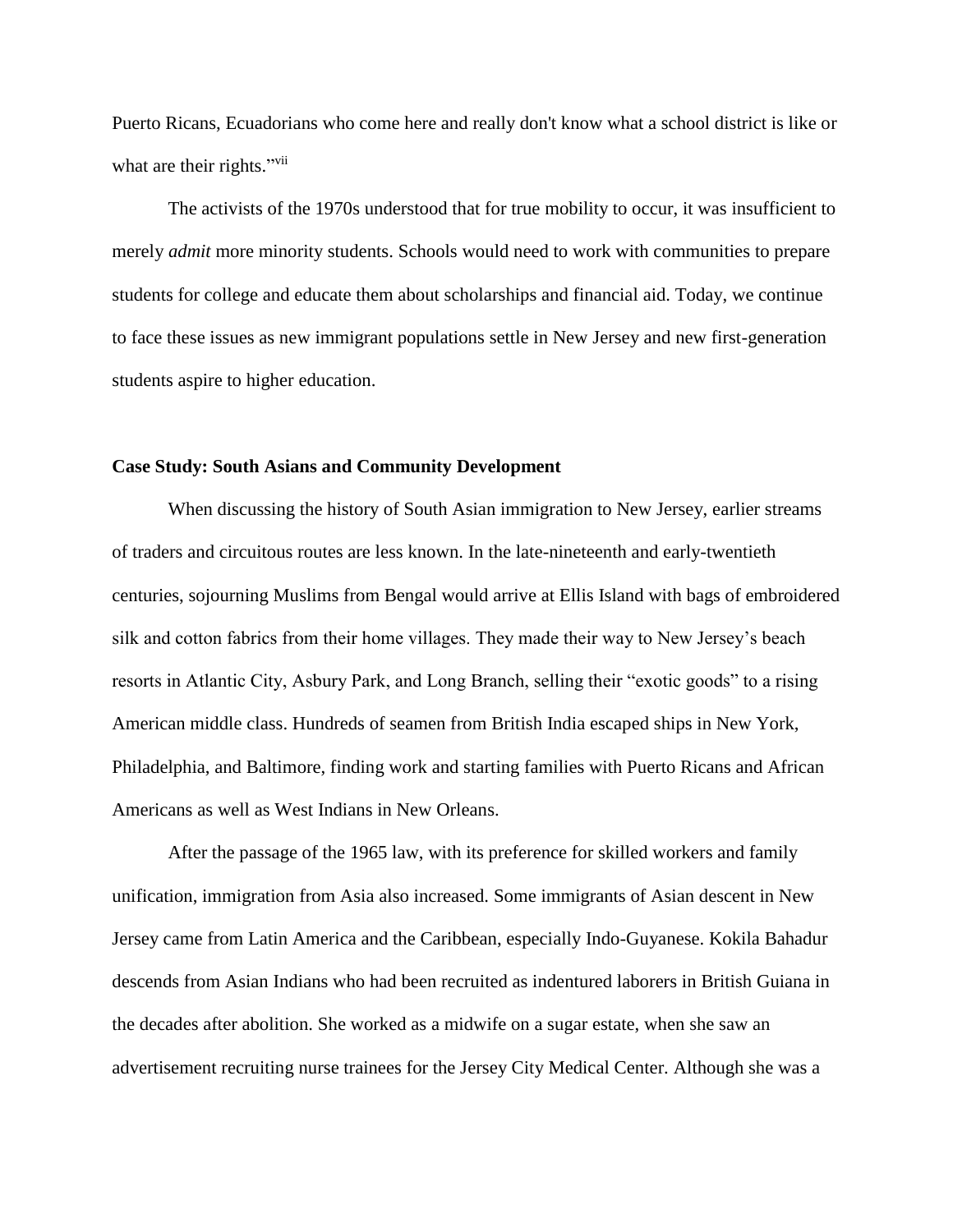Puerto Ricans, Ecuadorians who come here and really don't know what a school district is like or what are their rights."[vii]

The activists of the 1970s understood that for true mobility to occur, it was insufficient to merely *admit* more minority students. Schools would need to work with communities to prepare students for college and educate them about scholarships and financial aid. Today, we continue to face these issues as new immigrant populations settle in New Jersey and new first-generation students aspire to higher education.

**Case Study: South Asians and Community Development**

When discussing the history of South Asian immigration to New Jersey, earlier streams of traders and circuitous routes are less known. In the late-nineteenth and early-twentieth centuries, sojourning Muslims from Bengal would arrive at Ellis Island with bags of embroidered silk and cotton fabrics from their home villages. They made their way to New Jersey's beach resorts in Atlantic City, Asbury Park, and Long Branch, selling their "exotic goods" to a rising American middle class. Hundreds of seamen from British India escaped ships in New York, Philadelphia, and Baltimore, finding work and starting families with Puerto Ricans and African Americans as well as West Indians in New Orleans.

After the passage of the 1965 law, with its preference for skilled workers and family unification, immigration from Asia also increased. Some immigrants of Asian descent in New Jersey came from Latin America and the Caribbean, especially Indo-Guyanese. Kokila Bahadur descends from Asian Indians who had been recruited as indentured laborers in British Guiana in the decades after abolition. She worked as a midwife on a sugar estate, when she saw an advertisement recruiting nurse trainees for the Jersey City Medical Center. Although she was a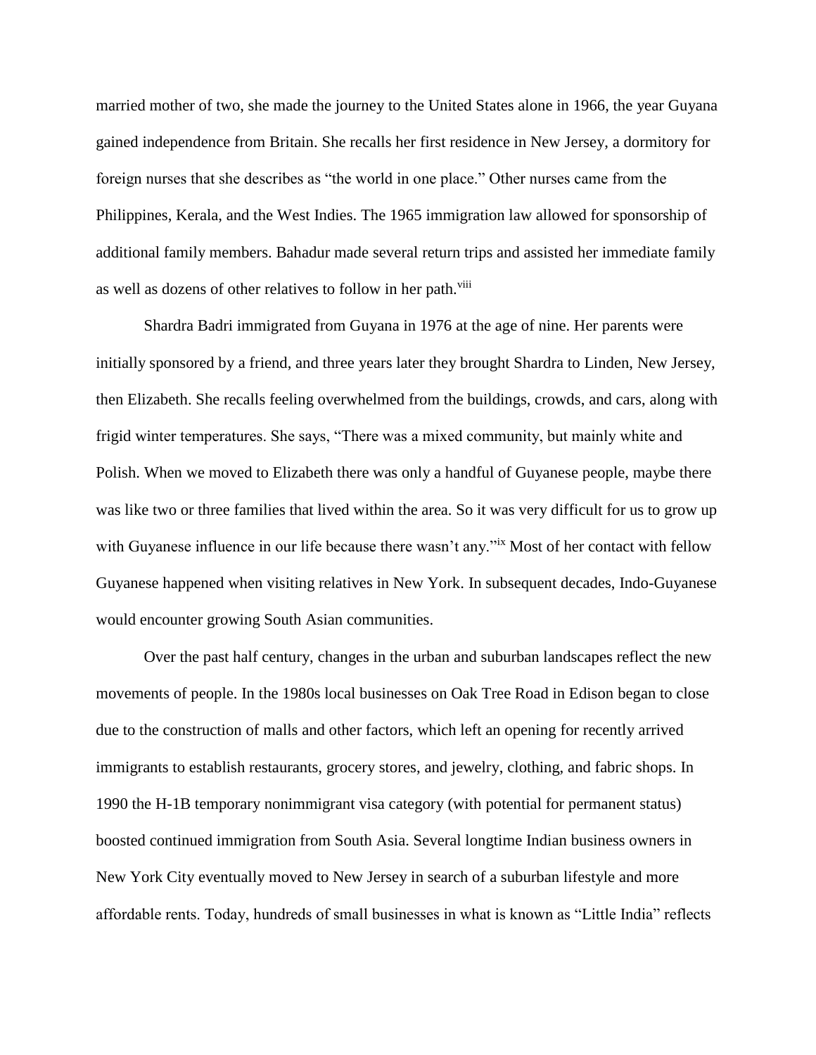married mother of two, she made the journey to the United States alone in 1966, the year Guyana gained independence from Britain. She recalls her first residence in New Jersey, a dormitory for foreign nurses that she describes as "the world in one place." Other nurses came from the Philippines, Kerala, and the West Indies. The 1965 immigration law allowed for sponsorship of additional family members. Bahadur made several return trips and assisted her immediate family as well as dozens of other relatives to follow in her path.[viii]

Shardra Badri immigrated from Guyana in 1976 at the age of nine. Her parents were initially sponsored by a friend, and three years later they brought Shardra to Linden, New Jersey, then Elizabeth. She recalls feeling overwhelmed from the buildings, crowds, and cars, along with frigid winter temperatures. She says, "There was a mixed community, but mainly white and Polish. When we moved to Elizabeth there was only a handful of Guyanese people, maybe there was like two or three families that lived within the area. So it was very difficult for us to grow up with Guyanese influence in our life because there wasn't any."[ix] Most of her contact with fellow Guyanese happened when visiting relatives in New York. In subsequent decades, Indo-Guyanese would encounter growing South Asian communities.

Over the past half century, changes in the urban and suburban landscapes reflect the new movements of people. In the 1980s local businesses on Oak Tree Road in Edison began to close due to the construction of malls and other factors, which left an opening for recently arrived immigrants to establish restaurants, grocery stores, and jewelry, clothing, and fabric shops. In 1990 the H-1B temporary nonimmigrant visa category (with potential for permanent status) boosted continued immigration from South Asia. Several longtime Indian business owners in New York City eventually moved to New Jersey in search of a suburban lifestyle and more affordable rents. Today, hundreds of small businesses in what is known as "Little India" reflects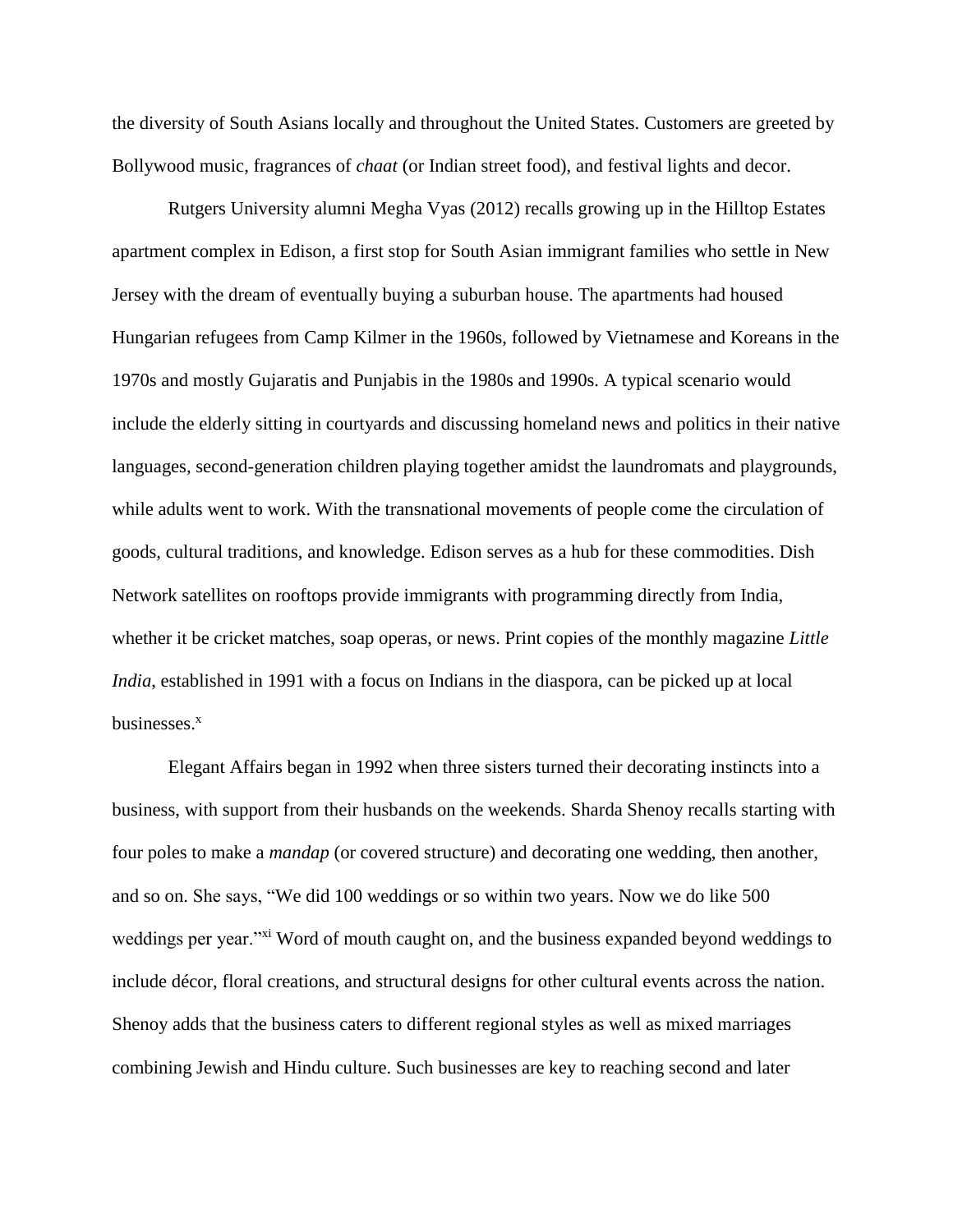the diversity of South Asians locally and throughout the United States. Customers are greeted by Bollywood music, fragrances of *chaat* (or Indian street food), and festival lights and decor.

Rutgers University alumni Megha Vyas (2012) recalls growing up in the Hilltop Estates apartment complex in Edison, a first stop for South Asian immigrant families who settle in New Jersey with the dream of eventually buying a suburban house. The apartments had housed Hungarian refugees from Camp Kilmer in the 1960s, followed by Vietnamese and Koreans in the 1970s and mostly Gujaratis and Punjabis in the 1980s and 1990s. A typical scenario would include the elderly sitting in courtyards and discussing homeland news and politics in their native languages, second-generation children playing together amidst the laundromats and playgrounds, while adults went to work. With the transnational movements of people come the circulation of goods, cultural traditions, and knowledge. Edison serves as a hub for these commodities. Dish Network satellites on rooftops provide immigrants with programming directly from India, whether it be cricket matches, soap operas, or news. Print copies of the monthly magazine *Little India*, established in 1991 with a focus on Indians in the diaspora, can be picked up at local businesses.[x]

Elegant Affairs began in 1992 when three sisters turned their decorating instincts into a business, with support from their husbands on the weekends. Sharda Shenoy recalls starting with four poles to make a *mandap* (or covered structure) and decorating one wedding, then another, and so on. She says, "We did 100 weddings or so within two years. Now we do like 500 weddings per year."[xi] Word of mouth caught on, and the business expanded beyond weddings to include décor, floral creations, and structural designs for other cultural events across the nation. Shenoy adds that the business caters to different regional styles as well as mixed marriages combining Jewish and Hindu culture. Such businesses are key to reaching second and later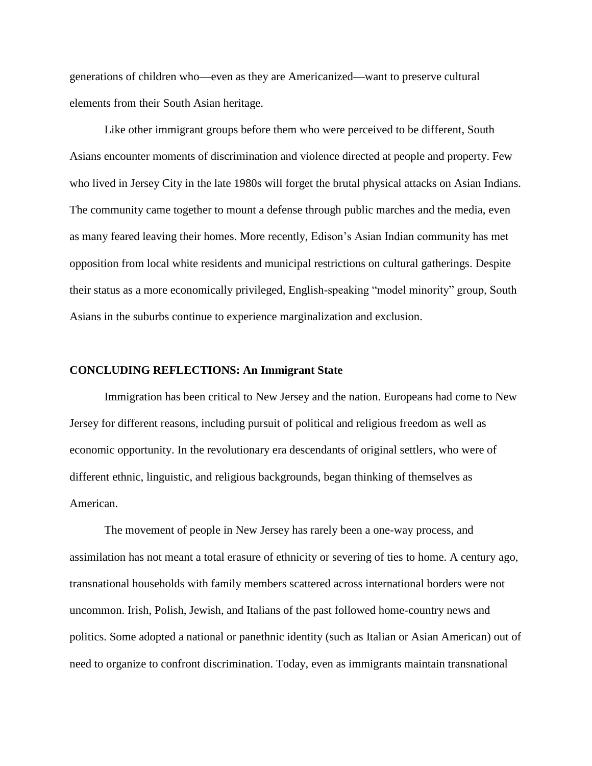generations of children who—even as they are Americanized—want to preserve cultural elements from their South Asian heritage.

Like other immigrant groups before them who were perceived to be different, South Asians encounter moments of discrimination and violence directed at people and property. Few who lived in Jersey City in the late 1980s will forget the brutal physical attacks on Asian Indians. The community came together to mount a defense through public marches and the media, even as many feared leaving their homes. More recently, Edison's Asian Indian community has met opposition from local white residents and municipal restrictions on cultural gatherings. Despite their status as a more economically privileged, English-speaking "model minority" group, South Asians in the suburbs continue to experience marginalization and exclusion.

### CONCLUDING REFLECTIONS: An Immigrant State

Immigration has been critical to New Jersey and the nation. Europeans had come to New Jersey for different reasons, including pursuit of political and religious freedom as well as economic opportunity. In the revolutionary era descendants of original settlers, who were of different ethnic, linguistic, and religious backgrounds, began thinking of themselves as American.

The movement of people in New Jersey has rarely been a one-way process, and assimilation has not meant a total erasure of ethnicity or severing of ties to home. A century ago, transnational households with family members scattered across international borders were not uncommon. Irish, Polish, Jewish, and Italians of the past followed home-country news and politics. Some adopted a national or panethnic identity (such as Italian or Asian American) out of need to organize to confront discrimination. Today, even as immigrants maintain transnational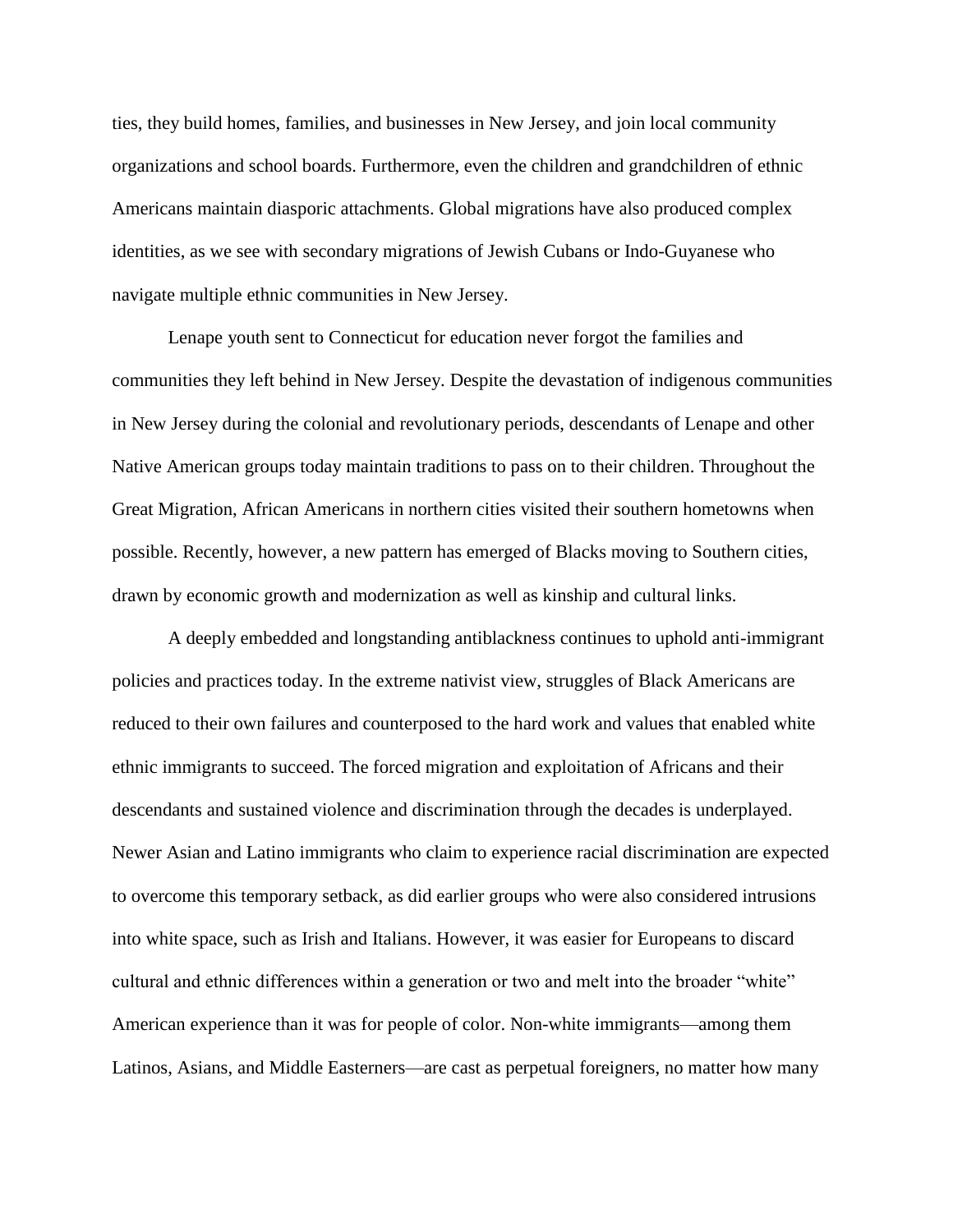ties, they build homes, families, and businesses in New Jersey, and join local community organizations and school boards. Furthermore, even the children and grandchildren of ethnic Americans maintain diasporic attachments. Global migrations have also produced complex identities, as we see with secondary migrations of Jewish Cubans or Indo-Guyanese who navigate multiple ethnic communities in New Jersey.

Lenape youth sent to Connecticut for education never forgot the families and communities they left behind in New Jersey. Despite the devastation of indigenous communities in New Jersey during the colonial and revolutionary periods, descendants of Lenape and other Native American groups today maintain traditions to pass on to their children. Throughout the Great Migration, African Americans in northern cities visited their southern hometowns when possible. Recently, however, a new pattern has emerged of Blacks moving to Southern cities, drawn by economic growth and modernization as well as kinship and cultural links.

A deeply embedded and longstanding antiblackness continues to uphold anti-immigrant policies and practices today. In the extreme nativist view, struggles of Black Americans are reduced to their own failures and counterposed to the hard work and values that enabled white ethnic immigrants to succeed. The forced migration and exploitation of Africans and their descendants and sustained violence and discrimination through the decades is underplayed. Newer Asian and Latino immigrants who claim to experience racial discrimination are expected to overcome this temporary setback, as did earlier groups who were also considered intrusions into white space, such as Irish and Italians. However, it was easier for Europeans to discard cultural and ethnic differences within a generation or two and melt into the broader "white" American experience than it was for people of color. Non-white immigrants—among them Latinos, Asians, and Middle Easterners—are cast as perpetual foreigners, no matter how many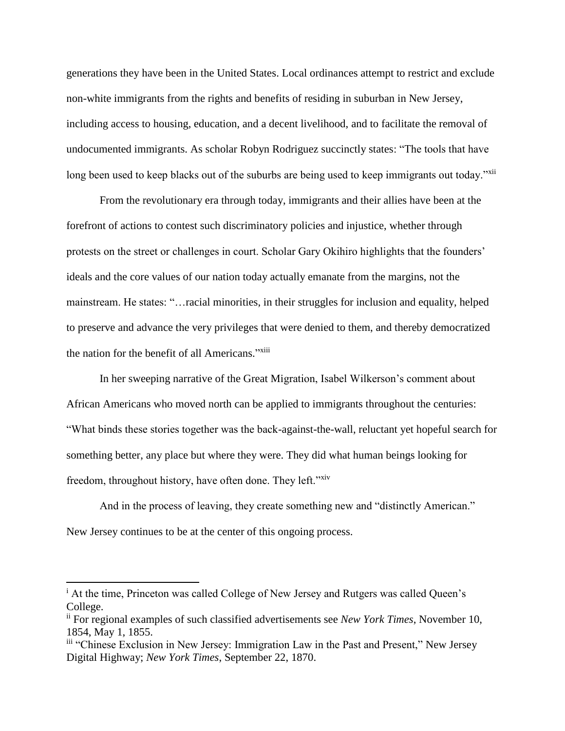generations they have been in the United States. Local ordinances attempt to restrict and exclude non-white immigrants from the rights and benefits of residing in suburban in New Jersey, including access to housing, education, and a decent livelihood, and to facilitate the removal of undocumented immigrants. As scholar Robyn Rodriguez succinctly states: "The tools that have long been used to keep blacks out of the suburbs are being used to keep immigrants out today."[xii]

From the revolutionary era through today, immigrants and their allies have been at the forefront of actions to contest such discriminatory policies and injustice, whether through protests on the street or challenges in court. Scholar Gary Okihiro highlights that the founders' ideals and the core values of our nation today actually emanate from the margins, not the mainstream. He states: "…racial minorities, in their struggles for inclusion and equality, helped to preserve and advance the very privileges that were denied to them, and thereby democratized the nation for the benefit of all Americans."[xiii]

In her sweeping narrative of the Great Migration, Isabel Wilkerson's comment about African Americans who moved north can be applied to immigrants throughout the centuries: "What binds these stories together was the back-against-the-wall, reluctant yet hopeful search for something better, any place but where they were. They did what human beings looking for freedom, throughout history, have often done. They left."[xiv]

And in the process of leaving, they create something new and "distinctly American." New Jersey continues to be at the center of this ongoing process.

---

[i] At the time, Princeton was called College of New Jersey and Rutgers was called Queen's College.

[ii] For regional examples of such classified advertisements see *New York Times*, November 10, 1854, May 1, 1855.

[iii] "Chinese Exclusion in New Jersey: Immigration Law in the Past and Present," New Jersey Digital Highway; *New York Times*, September 22, 1870.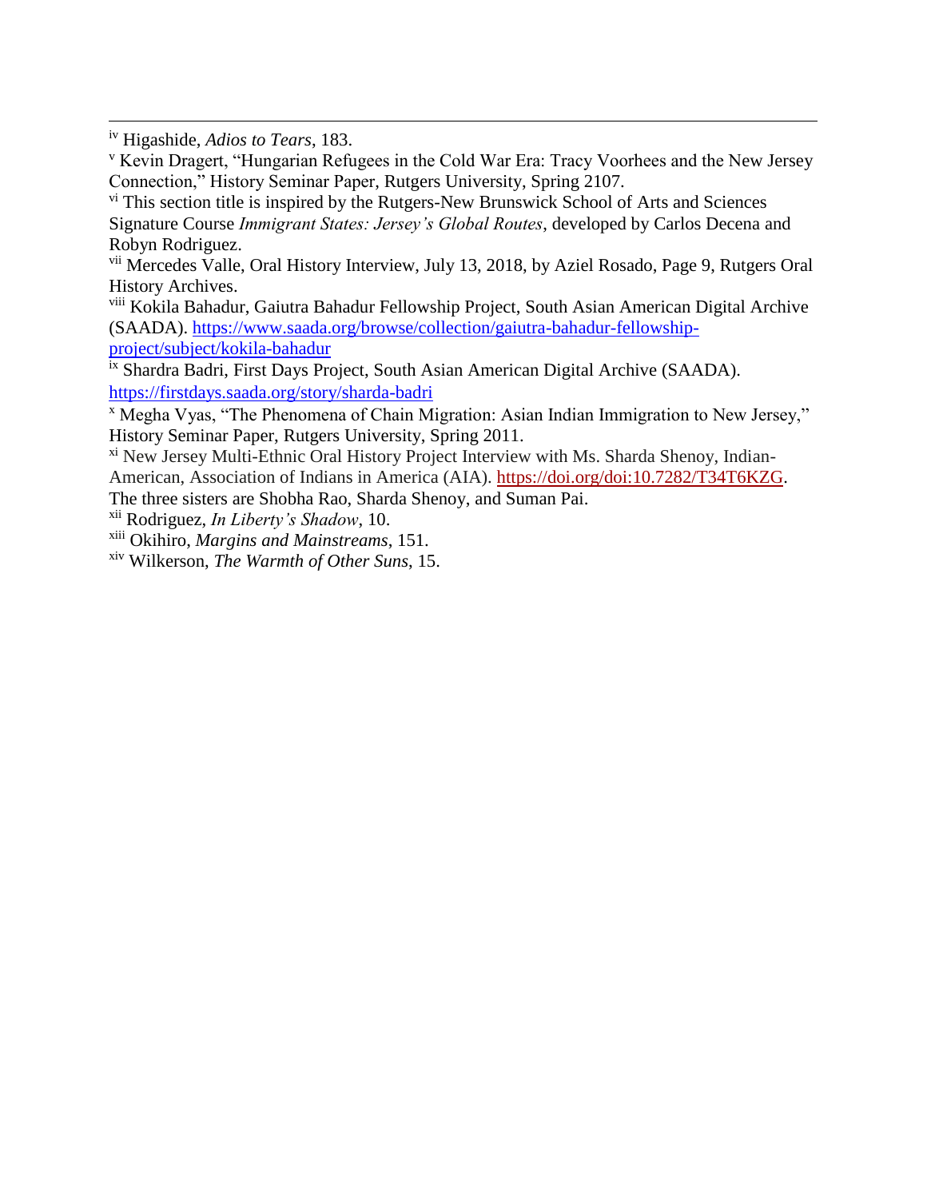[iv] Higashide, *Adios to Tears*, 183.

[v] Kevin Dragert, "Hungarian Refugees in the Cold War Era: Tracy Voorhees and the New Jersey Connection," History Seminar Paper, Rutgers University, Spring 2107.

[vi] This section title is inspired by the Rutgers-New Brunswick School of Arts and Sciences Signature Course *Immigrant States: Jersey's Global Routes*, developed by Carlos Decena and Robyn Rodriguez.

[vii] Mercedes Valle, Oral History Interview, July 13, 2018, by Aziel Rosado, Page 9, Rutgers Oral History Archives.

[viii] Kokila Bahadur, Gaiutra Bahadur Fellowship Project, South Asian American Digital Archive (SAADA). https://www.saada.org/browse/collection/gaiutra-bahadur-fellowship-project/subject/kokila-bahadur

[ix] Shardra Badri, First Days Project, South Asian American Digital Archive (SAADA). https://firstdays.saada.org/story/sharda-badri

[x] Megha Vyas, "The Phenomena of Chain Migration: Asian Indian Immigration to New Jersey," History Seminar Paper, Rutgers University, Spring 2011.

[xi] New Jersey Multi-Ethnic Oral History Project Interview with Ms. Sharda Shenoy, Indian-American, Association of Indians in America (AIA). https://doi.org/doi:10.7282/T34T6KZG. The three sisters are Shobha Rao, Sharda Shenoy, and Suman Pai.

[xii] Rodriguez, *In Liberty's Shadow*, 10.

[xiii] Okihiro, *Margins and Mainstreams*, 151.

[xiv] Wilkerson, *The Warmth of Other Suns*, 15.